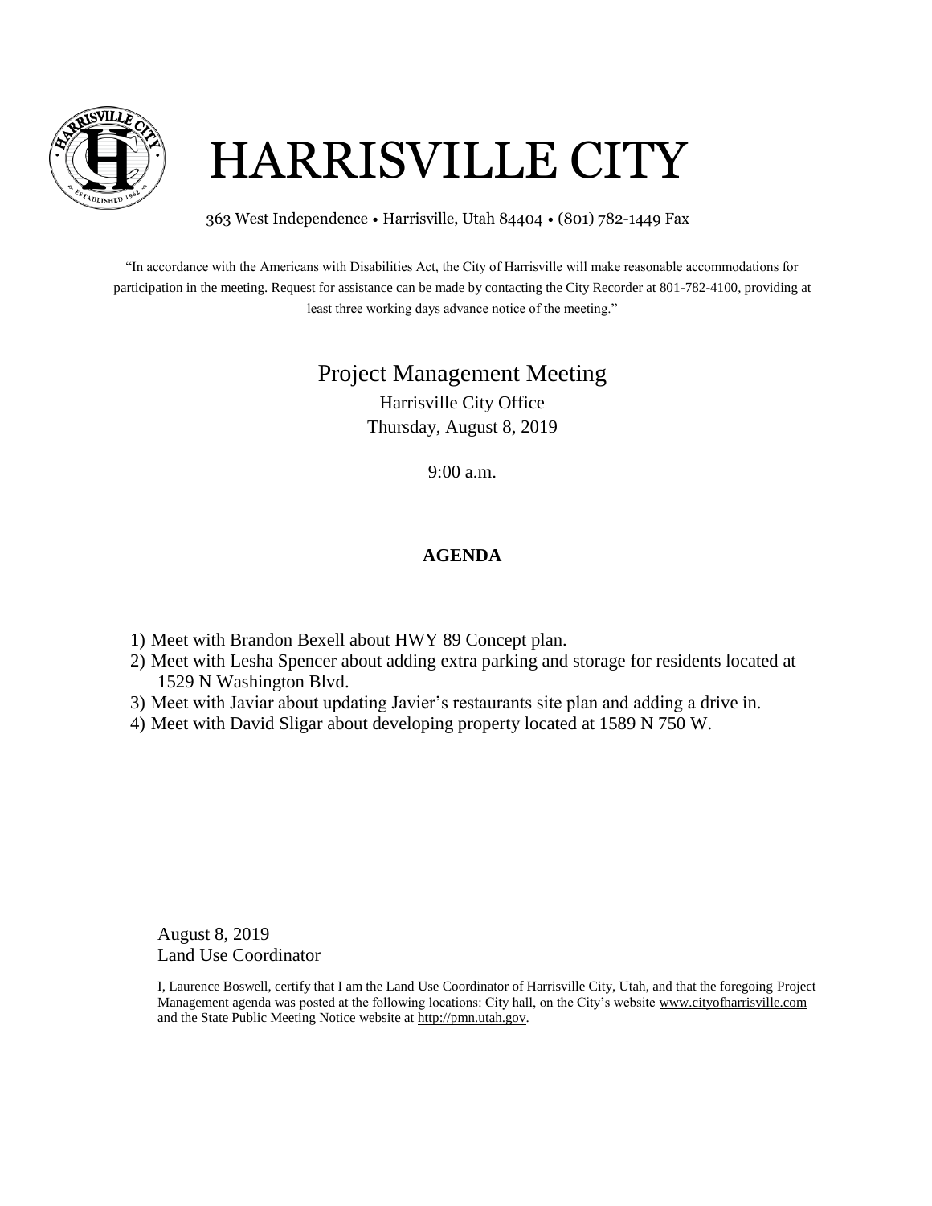# HARRISVILLE CITY

363 West Independence • Harrisville, Utah 84404 • (801) 782-1449 Fax

"In accordance with the Americans with Disabilities Act, the City of Harrisville will make reasonable accommodations for participation in the meeting. Request for assistance can be made by contacting the City Recorder at 801-782-4100, providing at least three working days advance notice of the meeting."

## Project Management Meeting

Harrisville City Office
Thursday, August 8, 2019

9:00 a.m.

**AGENDA**

1) Meet with Brandon Bexell about HWY 89 Concept plan.
2) Meet with Lesha Spencer about adding extra parking and storage for residents located at 1529 N Washington Blvd.
3) Meet with Javiar about updating Javier's restaurants site plan and adding a drive in.
4) Meet with David Sligar about developing property located at 1589 N 750 W.

August 8, 2019
Land Use Coordinator

I, Laurence Boswell, certify that I am the Land Use Coordinator of Harrisville City, Utah, and that the foregoing Project Management agenda was posted at the following locations: City hall, on the City's website www.cityofharrisville.com and the State Public Meeting Notice website at http://pmn.utah.gov.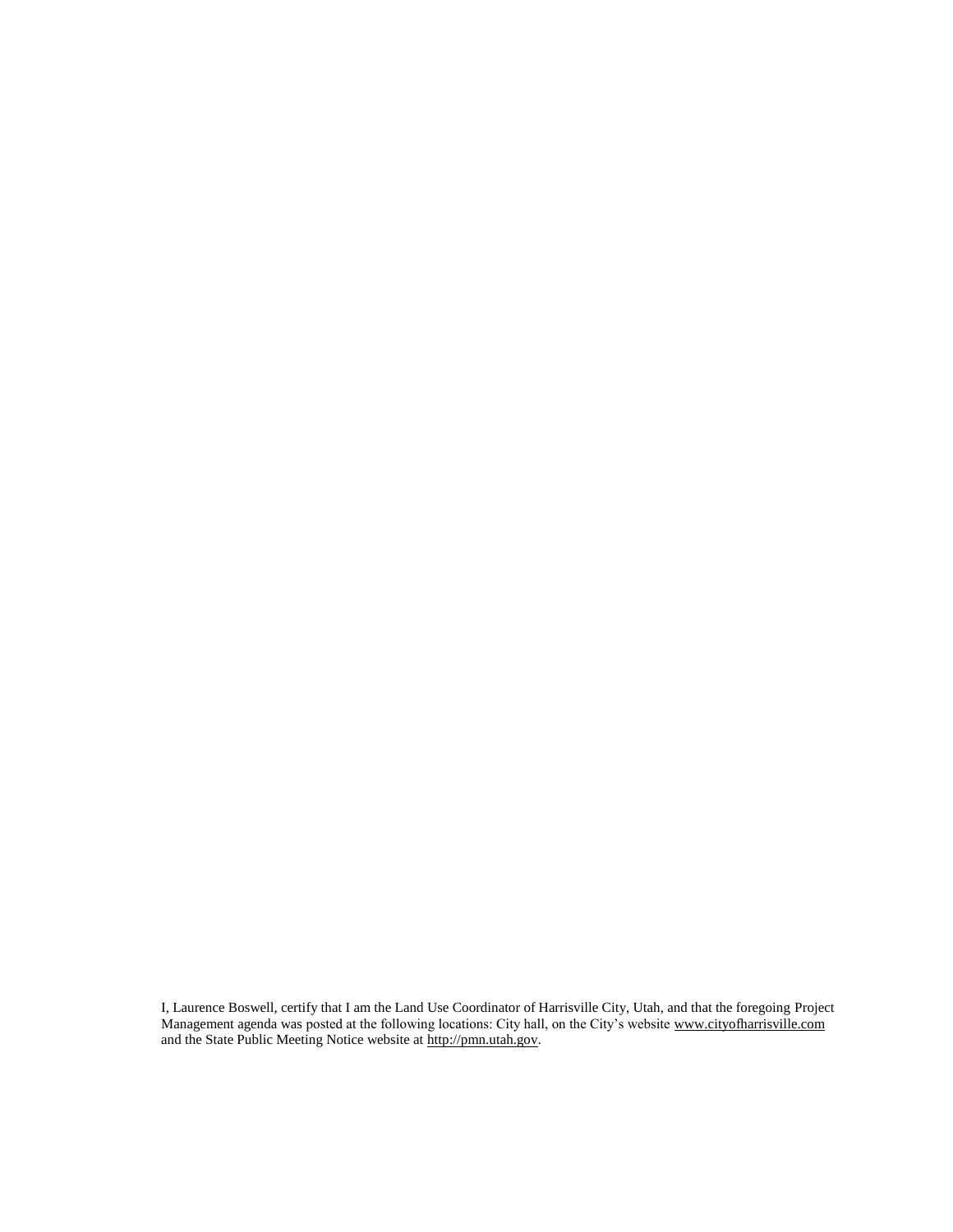I, Laurence Boswell, certify that I am the Land Use Coordinator of Harrisville City, Utah, and that the foregoing Project Management agenda was posted at the following locations: City hall, on the City's website www.cityofharrisville.com and the State Public Meeting Notice website at http://pmn.utah.gov.